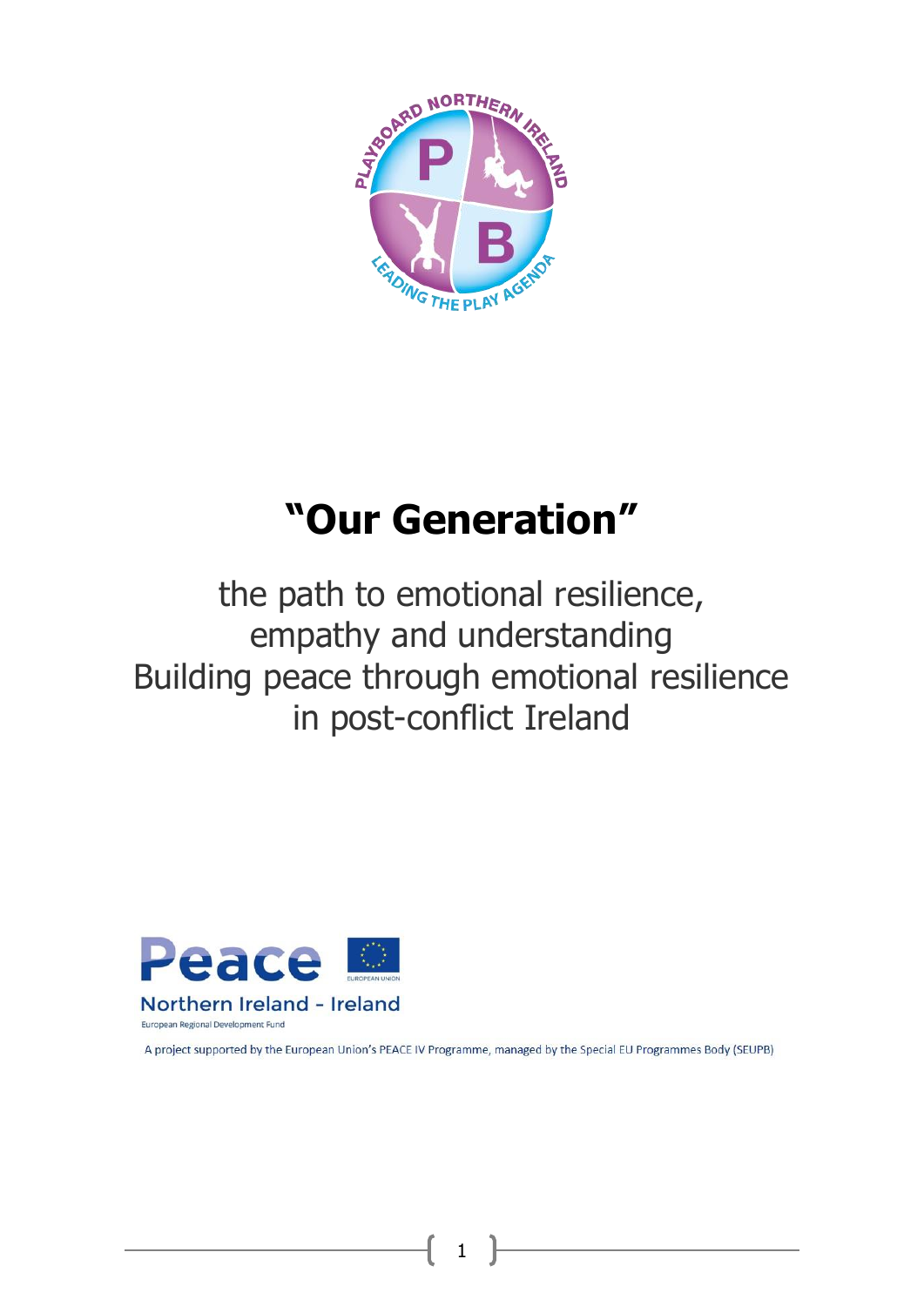# "Our Generation"

the path to emotional resilience, empathy and understanding
Building peace through emotional resilience in post-conflict Ireland

Peace

Northern Ireland - Ireland

European Regional Development Fund

A project supported by the European Union's PEACE IV Programme, managed by the Special EU Programmes Body (SEUPB)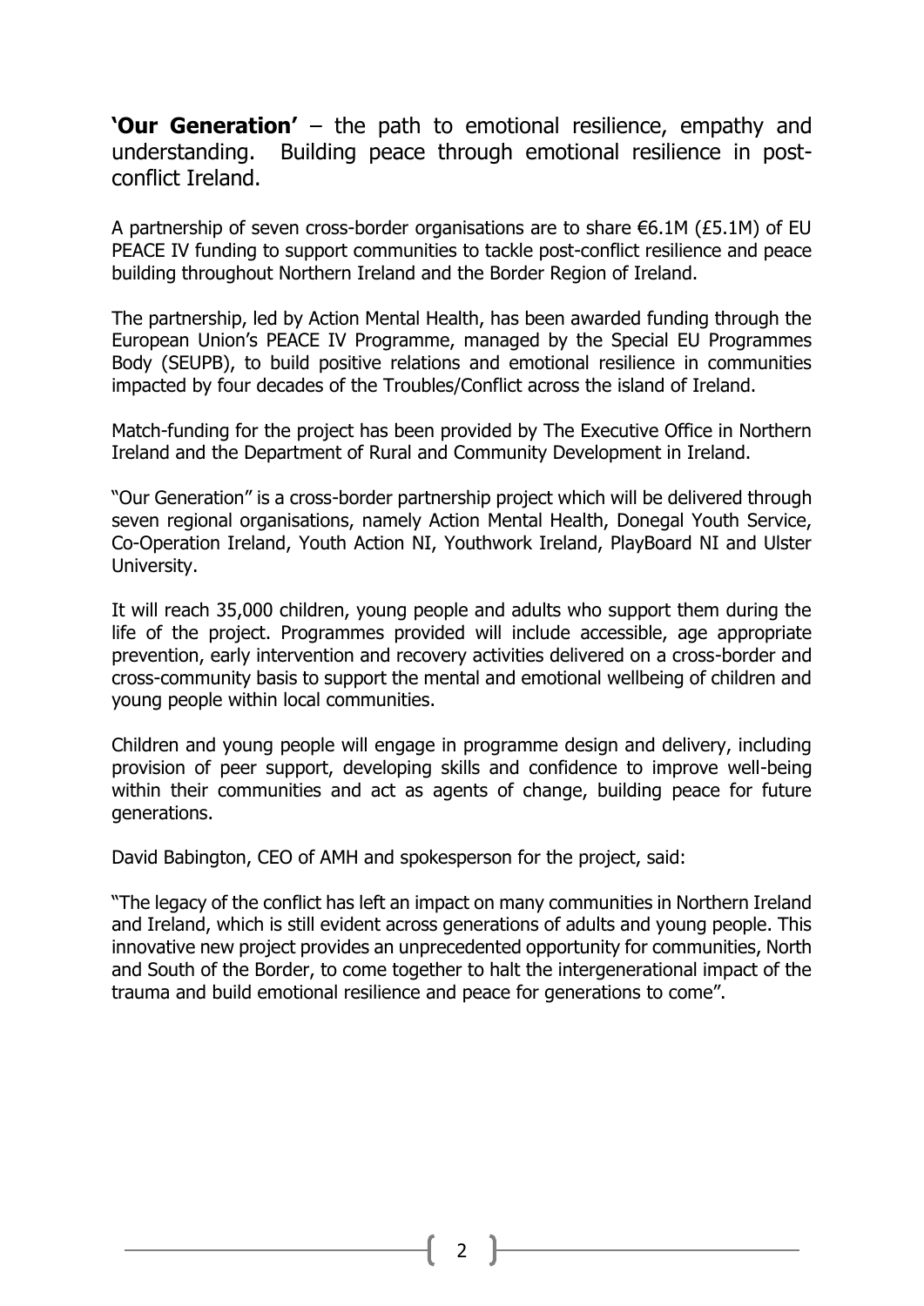**'Our Generation'** – the path to emotional resilience, empathy and understanding. Building peace through emotional resilience in post-conflict Ireland.

A partnership of seven cross-border organisations are to share €6.1M (£5.1M) of EU PEACE IV funding to support communities to tackle post-conflict resilience and peace building throughout Northern Ireland and the Border Region of Ireland.

The partnership, led by Action Mental Health, has been awarded funding through the European Union's PEACE IV Programme, managed by the Special EU Programmes Body (SEUPB), to build positive relations and emotional resilience in communities impacted by four decades of the Troubles/Conflict across the island of Ireland.

Match-funding for the project has been provided by The Executive Office in Northern Ireland and the Department of Rural and Community Development in Ireland.

"Our Generation" is a cross-border partnership project which will be delivered through seven regional organisations, namely Action Mental Health, Donegal Youth Service, Co-Operation Ireland, Youth Action NI, Youthwork Ireland, PlayBoard NI and Ulster University.

It will reach 35,000 children, young people and adults who support them during the life of the project. Programmes provided will include accessible, age appropriate prevention, early intervention and recovery activities delivered on a cross-border and cross-community basis to support the mental and emotional wellbeing of children and young people within local communities.

Children and young people will engage in programme design and delivery, including provision of peer support, developing skills and confidence to improve well-being within their communities and act as agents of change, building peace for future generations.

David Babington, CEO of AMH and spokesperson for the project, said:

"The legacy of the conflict has left an impact on many communities in Northern Ireland and Ireland, which is still evident across generations of adults and young people. This innovative new project provides an unprecedented opportunity for communities, North and South of the Border, to come together to halt the intergenerational impact of the trauma and build emotional resilience and peace for generations to come".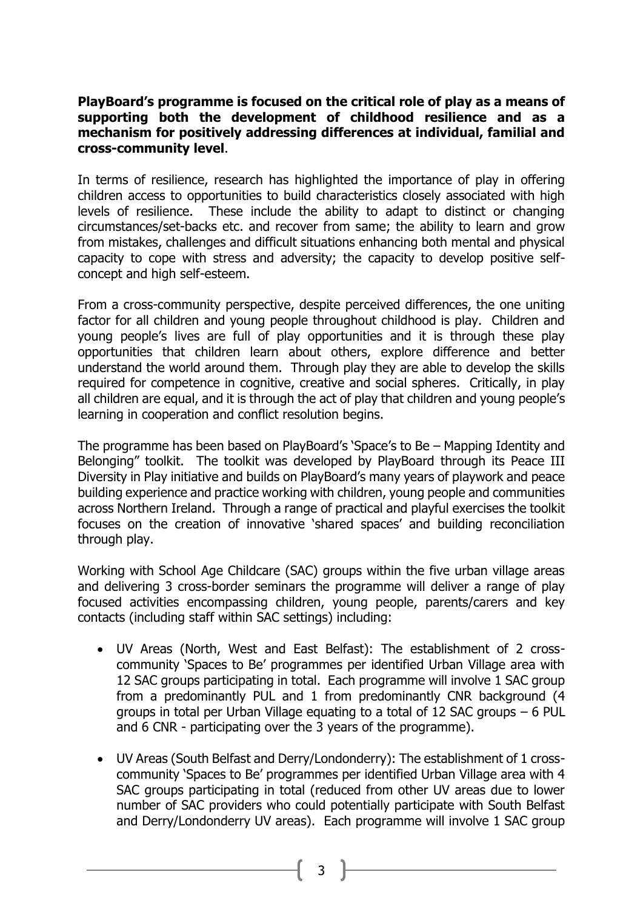**PlayBoard's programme is focused on the critical role of play as a means of supporting both the development of childhood resilience and as a mechanism for positively addressing differences at individual, familial and cross-community level**.

In terms of resilience, research has highlighted the importance of play in offering children access to opportunities to build characteristics closely associated with high levels of resilience. These include the ability to adapt to distinct or changing circumstances/set-backs etc. and recover from same; the ability to learn and grow from mistakes, challenges and difficult situations enhancing both mental and physical capacity to cope with stress and adversity; the capacity to develop positive self-concept and high self-esteem.

From a cross-community perspective, despite perceived differences, the one uniting factor for all children and young people throughout childhood is play. Children and young people's lives are full of play opportunities and it is through these play opportunities that children learn about others, explore difference and better understand the world around them. Through play they are able to develop the skills required for competence in cognitive, creative and social spheres. Critically, in play all children are equal, and it is through the act of play that children and young people's learning in cooperation and conflict resolution begins.

The programme has been based on PlayBoard's 'Space's to Be – Mapping Identity and Belonging" toolkit. The toolkit was developed by PlayBoard through its Peace III Diversity in Play initiative and builds on PlayBoard's many years of playwork and peace building experience and practice working with children, young people and communities across Northern Ireland. Through a range of practical and playful exercises the toolkit focuses on the creation of innovative 'shared spaces' and building reconciliation through play.

Working with School Age Childcare (SAC) groups within the five urban village areas and delivering 3 cross-border seminars the programme will deliver a range of play focused activities encompassing children, young people, parents/carers and key contacts (including staff within SAC settings) including:

- UV Areas (North, West and East Belfast): The establishment of 2 cross-community 'Spaces to Be' programmes per identified Urban Village area with 12 SAC groups participating in total. Each programme will involve 1 SAC group from a predominantly PUL and 1 from predominantly CNR background (4 groups in total per Urban Village equating to a total of 12 SAC groups – 6 PUL and 6 CNR - participating over the 3 years of the programme).
- UV Areas (South Belfast and Derry/Londonderry): The establishment of 1 cross-community 'Spaces to Be' programmes per identified Urban Village area with 4 SAC groups participating in total (reduced from other UV areas due to lower number of SAC providers who could potentially participate with South Belfast and Derry/Londonderry UV areas). Each programme will involve 1 SAC group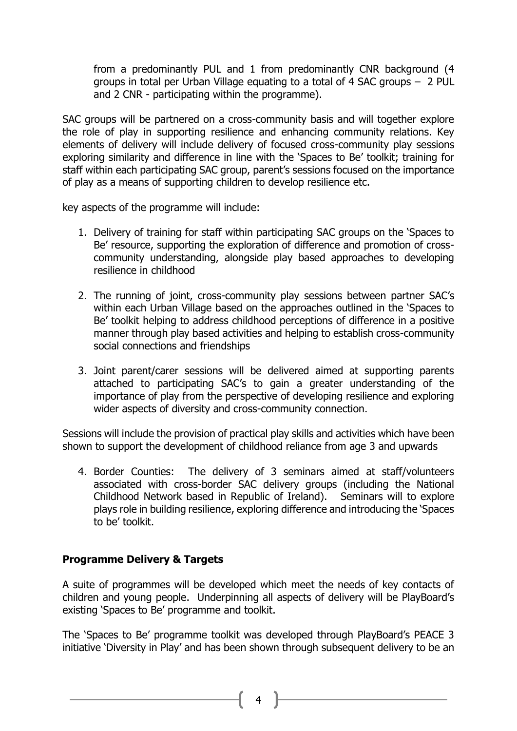from a predominantly PUL and 1 from predominantly CNR background (4 groups in total per Urban Village equating to a total of 4 SAC groups – 2 PUL and 2 CNR - participating within the programme).

SAC groups will be partnered on a cross-community basis and will together explore the role of play in supporting resilience and enhancing community relations. Key elements of delivery will include delivery of focused cross-community play sessions exploring similarity and difference in line with the 'Spaces to Be' toolkit; training for staff within each participating SAC group, parent's sessions focused on the importance of play as a means of supporting children to develop resilience etc.

key aspects of the programme will include:

1. Delivery of training for staff within participating SAC groups on the 'Spaces to Be' resource, supporting the exploration of difference and promotion of cross-community understanding, alongside play based approaches to developing resilience in childhood

2. The running of joint, cross-community play sessions between partner SAC's within each Urban Village based on the approaches outlined in the 'Spaces to Be' toolkit helping to address childhood perceptions of difference in a positive manner through play based activities and helping to establish cross-community social connections and friendships

3. Joint parent/carer sessions will be delivered aimed at supporting parents attached to participating SAC's to gain a greater understanding of the importance of play from the perspective of developing resilience and exploring wider aspects of diversity and cross-community connection.

Sessions will include the provision of practical play skills and activities which have been shown to support the development of childhood reliance from age 3 and upwards

4. Border Counties: The delivery of 3 seminars aimed at staff/volunteers associated with cross-border SAC delivery groups (including the National Childhood Network based in Republic of Ireland). Seminars will to explore plays role in building resilience, exploring difference and introducing the 'Spaces to be' toolkit.

**Programme Delivery & Targets**

A suite of programmes will be developed which meet the needs of key contacts of children and young people. Underpinning all aspects of delivery will be PlayBoard's existing 'Spaces to Be' programme and toolkit.

The 'Spaces to Be' programme toolkit was developed through PlayBoard's PEACE 3 initiative 'Diversity in Play' and has been shown through subsequent delivery to be an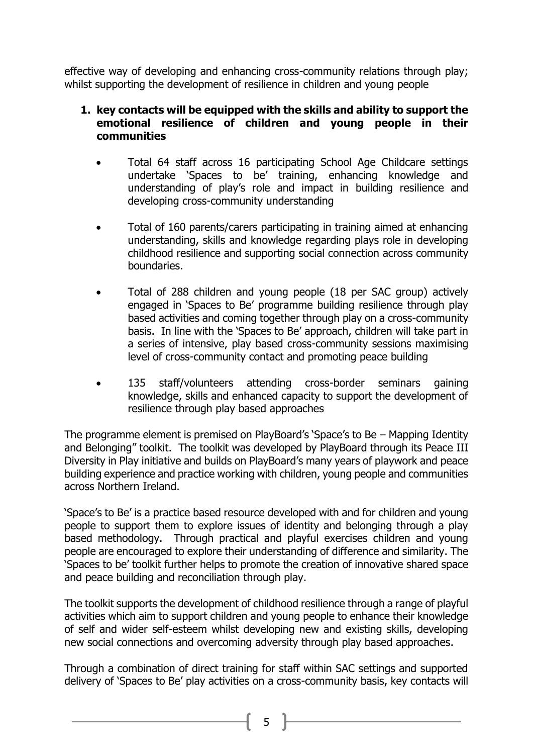effective way of developing and enhancing cross-community relations through play; whilst supporting the development of resilience in children and young people

1. **key contacts will be equipped with the skills and ability to support the emotional resilience of children and young people in their communities**

   - Total 64 staff across 16 participating School Age Childcare settings undertake 'Spaces to be' training, enhancing knowledge and understanding of play's role and impact in building resilience and developing cross-community understanding

   - Total of 160 parents/carers participating in training aimed at enhancing understanding, skills and knowledge regarding plays role in developing childhood resilience and supporting social connection across community boundaries.

   - Total of 288 children and young people (18 per SAC group) actively engaged in 'Spaces to Be' programme building resilience through play based activities and coming together through play on a cross-community basis. In line with the 'Spaces to Be' approach, children will take part in a series of intensive, play based cross-community sessions maximising level of cross-community contact and promoting peace building

   - 135 staff/volunteers attending cross-border seminars gaining knowledge, skills and enhanced capacity to support the development of resilience through play based approaches

The programme element is premised on PlayBoard's 'Space's to Be – Mapping Identity and Belonging" toolkit. The toolkit was developed by PlayBoard through its Peace III Diversity in Play initiative and builds on PlayBoard's many years of playwork and peace building experience and practice working with children, young people and communities across Northern Ireland.

'Space's to Be' is a practice based resource developed with and for children and young people to support them to explore issues of identity and belonging through a play based methodology. Through practical and playful exercises children and young people are encouraged to explore their understanding of difference and similarity. The 'Spaces to be' toolkit further helps to promote the creation of innovative shared space and peace building and reconciliation through play.

The toolkit supports the development of childhood resilience through a range of playful activities which aim to support children and young people to enhance their knowledge of self and wider self-esteem whilst developing new and existing skills, developing new social connections and overcoming adversity through play based approaches.

Through a combination of direct training for staff within SAC settings and supported delivery of 'Spaces to Be' play activities on a cross-community basis, key contacts will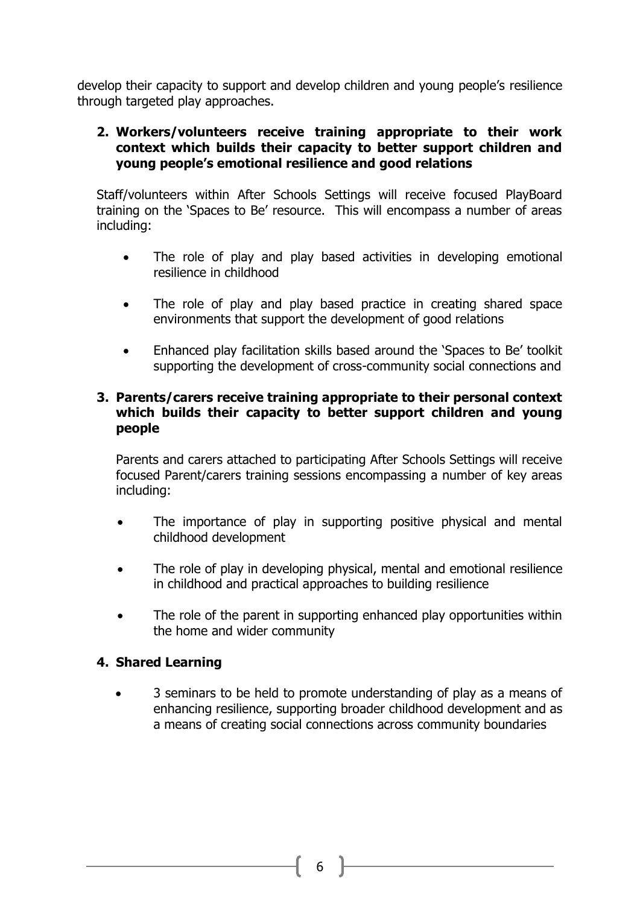develop their capacity to support and develop children and young people's resilience through targeted play approaches.

2. **Workers/volunteers receive training appropriate to their work context which builds their capacity to better support children and young people's emotional resilience and good relations**

   Staff/volunteers within After Schools Settings will receive focused PlayBoard training on the 'Spaces to Be' resource. This will encompass a number of areas including:

   - The role of play and play based activities in developing emotional resilience in childhood
   - The role of play and play based practice in creating shared space environments that support the development of good relations
   - Enhanced play facilitation skills based around the 'Spaces to Be' toolkit supporting the development of cross-community social connections and

3. **Parents/carers receive training appropriate to their personal context which builds their capacity to better support children and young people**

   Parents and carers attached to participating After Schools Settings will receive focused Parent/carers training sessions encompassing a number of key areas including:

   - The importance of play in supporting positive physical and mental childhood development
   - The role of play in developing physical, mental and emotional resilience in childhood and practical approaches to building resilience
   - The role of the parent in supporting enhanced play opportunities within the home and wider community

4. **Shared Learning**

   - 3 seminars to be held to promote understanding of play as a means of enhancing resilience, supporting broader childhood development and as a means of creating social connections across community boundaries